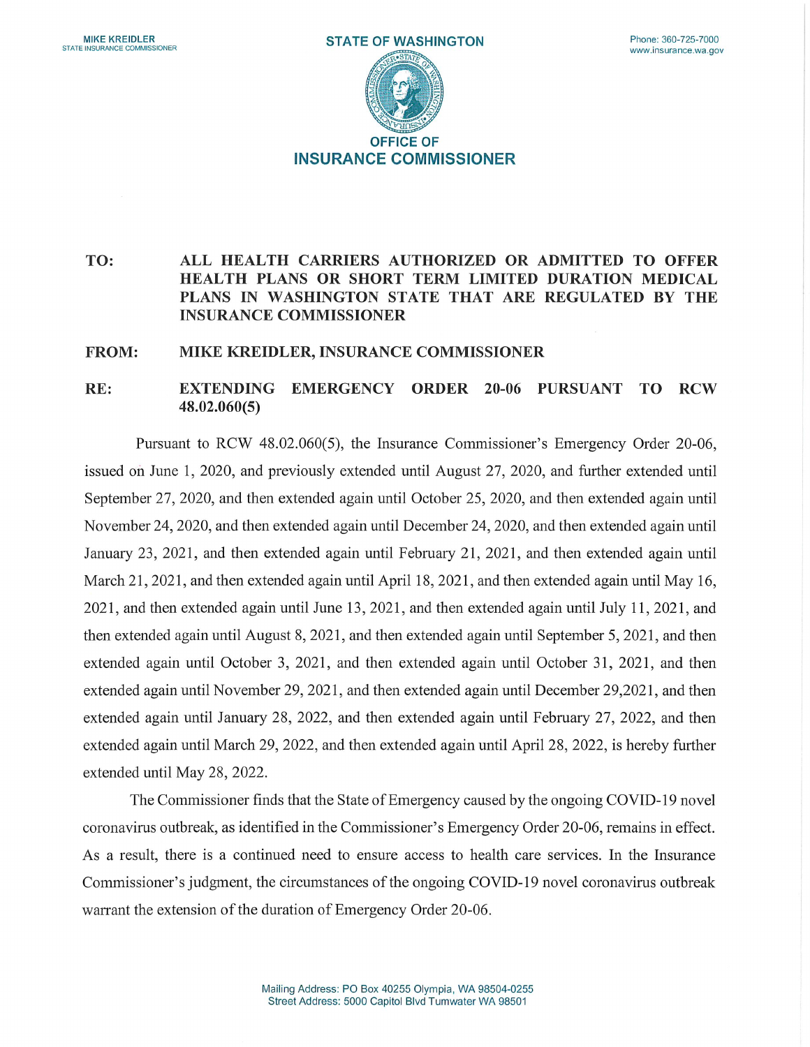MIKE KREIDLER
STATE INSURANCE COMMISSIONER

STATE OF WASHINGTON

Phone: 360-725-7000
www.insurance.wa.gov

OFFICE OF
**INSURANCE COMMISSIONER**

**TO:** **ALL HEALTH CARRIERS AUTHORIZED OR ADMITTED TO OFFER HEALTH PLANS OR SHORT TERM LIMITED DURATION MEDICAL PLANS IN WASHINGTON STATE THAT ARE REGULATED BY THE INSURANCE COMMISSIONER**

**FROM:** **MIKE KREIDLER, INSURANCE COMMISSIONER**

**RE:** **EXTENDING EMERGENCY ORDER 20-06 PURSUANT TO RCW 48.02.060(5)**

Pursuant to RCW 48.02.060(5), the Insurance Commissioner's Emergency Order 20-06, issued on June 1, 2020, and previously extended until August 27, 2020, and further extended until September 27, 2020, and then extended again until October 25, 2020, and then extended again until November 24, 2020, and then extended again until December 24, 2020, and then extended again until January 23, 2021, and then extended again until February 21, 2021, and then extended again until March 21, 2021, and then extended again until April 18, 2021, and then extended again until May 16, 2021, and then extended again until June 13, 2021, and then extended again until July 11, 2021, and then extended again until August 8, 2021, and then extended again until September 5, 2021, and then extended again until October 3, 2021, and then extended again until October 31, 2021, and then extended again until November 29, 2021, and then extended again until December 29,2021, and then extended again until January 28, 2022, and then extended again until February 27, 2022, and then extended again until March 29, 2022, and then extended again until April 28, 2022, is hereby further extended until May 28, 2022.

The Commissioner finds that the State of Emergency caused by the ongoing COVID-19 novel coronavirus outbreak, as identified in the Commissioner's Emergency Order 20-06, remains in effect. As a result, there is a continued need to ensure access to health care services. In the Insurance Commissioner's judgment, the circumstances of the ongoing COVID-19 novel coronavirus outbreak warrant the extension of the duration of Emergency Order 20-06.

Mailing Address: PO Box 40255 Olympia, WA 98504-0255
Street Address: 5000 Capitol Blvd Tumwater WA 98501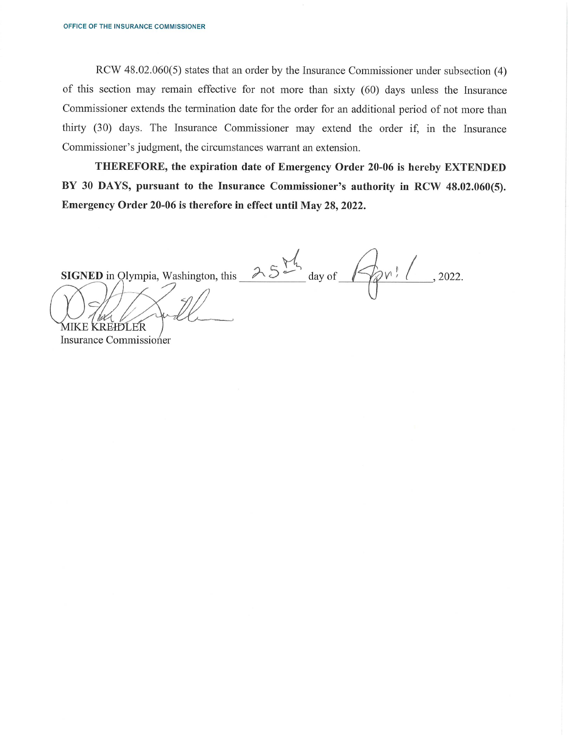RCW 48.02.060(5) states that an order by the Insurance Commissioner under subsection (4) of this section may remain effective for not more than sixty (60) days unless the Insurance Commissioner extends the termination date for the order for an additional period of not more than thirty (30) days. The Insurance Commissioner may extend the order if, in the Insurance Commissioner's judgment, the circumstances warrant an extension.

**THEREFORE, the expiration date of Emergency Order 20-06 is hereby EXTENDED BY 30 DAYS, pursuant to the Insurance Commissioner's authority in RCW 48.02.060(5). Emergency Order 20-06 is therefore in effect until May 28, 2022.**

**SIGNED** in Olympia, Washington, this 25th day of April, 2022.

MIKE KREIDLER
Insurance Commissioner